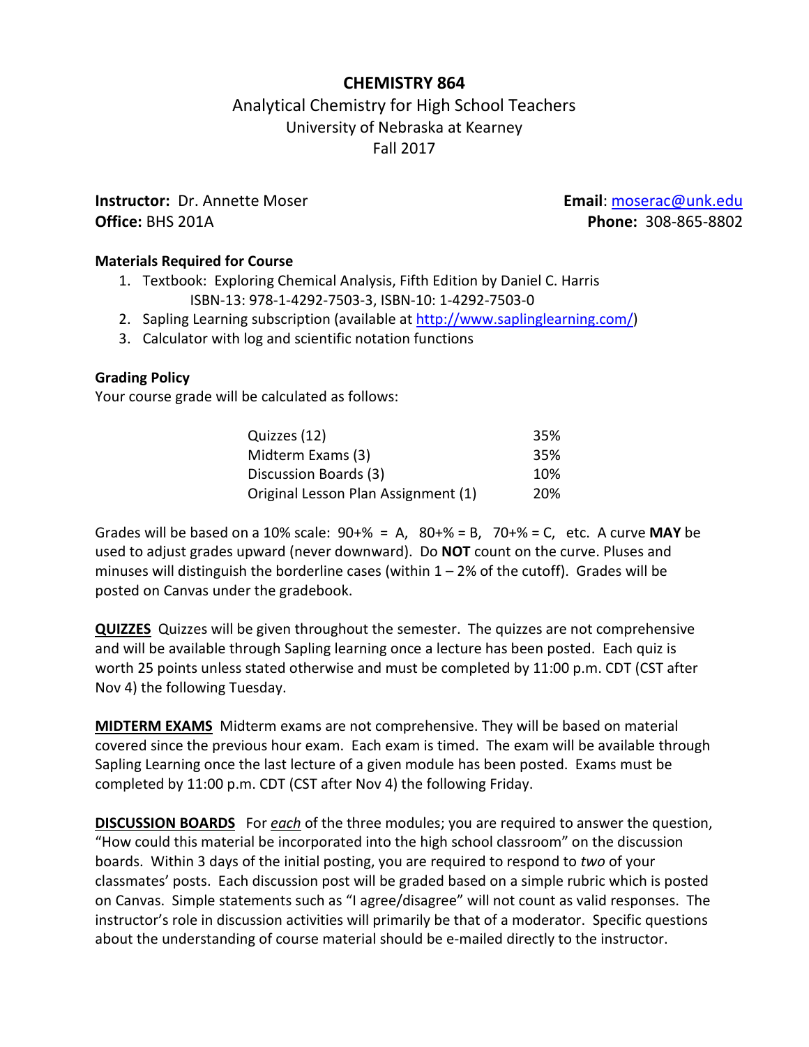# CHEMISTRY 864

Analytical Chemistry for High School Teachers
University of Nebraska at Kearney
Fall 2017

**Instructor:** Dr. Annette Moser
**Office:** BHS 201A

**Email**: moserac@unk.edu
**Phone:** 308-865-8802

**Materials Required for Course**

1. Textbook: Exploring Chemical Analysis, Fifth Edition by Daniel C. Harris
   ISBN-13: 978-1-4292-7503-3, ISBN-10: 1-4292-7503-0
2. Sapling Learning subscription (available at http://www.saplinglearning.com/)
3. Calculator with log and scientific notation functions

**Grading Policy**

Your course grade will be calculated as follows:

| | |
|---|---|
| Quizzes (12) | 35% |
| Midterm Exams (3) | 35% |
| Discussion Boards (3) | 10% |
| Original Lesson Plan Assignment (1) | 20% |

Grades will be based on a 10% scale: 90+% = A, 80+% = B, 70+% = C, etc. A curve **MAY** be used to adjust grades upward (never downward). Do **NOT** count on the curve. Pluses and minuses will distinguish the borderline cases (within 1 – 2% of the cutoff). Grades will be posted on Canvas under the gradebook.

**QUIZZES** Quizzes will be given throughout the semester. The quizzes are not comprehensive and will be available through Sapling learning once a lecture has been posted. Each quiz is worth 25 points unless stated otherwise and must be completed by 11:00 p.m. CDT (CST after Nov 4) the following Tuesday.

**MIDTERM EXAMS** Midterm exams are not comprehensive. They will be based on material covered since the previous hour exam. Each exam is timed. The exam will be available through Sapling Learning once the last lecture of a given module has been posted. Exams must be completed by 11:00 p.m. CDT (CST after Nov 4) the following Friday.

**DISCUSSION BOARDS** For *each* of the three modules; you are required to answer the question, "How could this material be incorporated into the high school classroom" on the discussion boards. Within 3 days of the initial posting, you are required to respond to *two* of your classmates' posts. Each discussion post will be graded based on a simple rubric which is posted on Canvas. Simple statements such as "I agree/disagree" will not count as valid responses. The instructor's role in discussion activities will primarily be that of a moderator. Specific questions about the understanding of course material should be e-mailed directly to the instructor.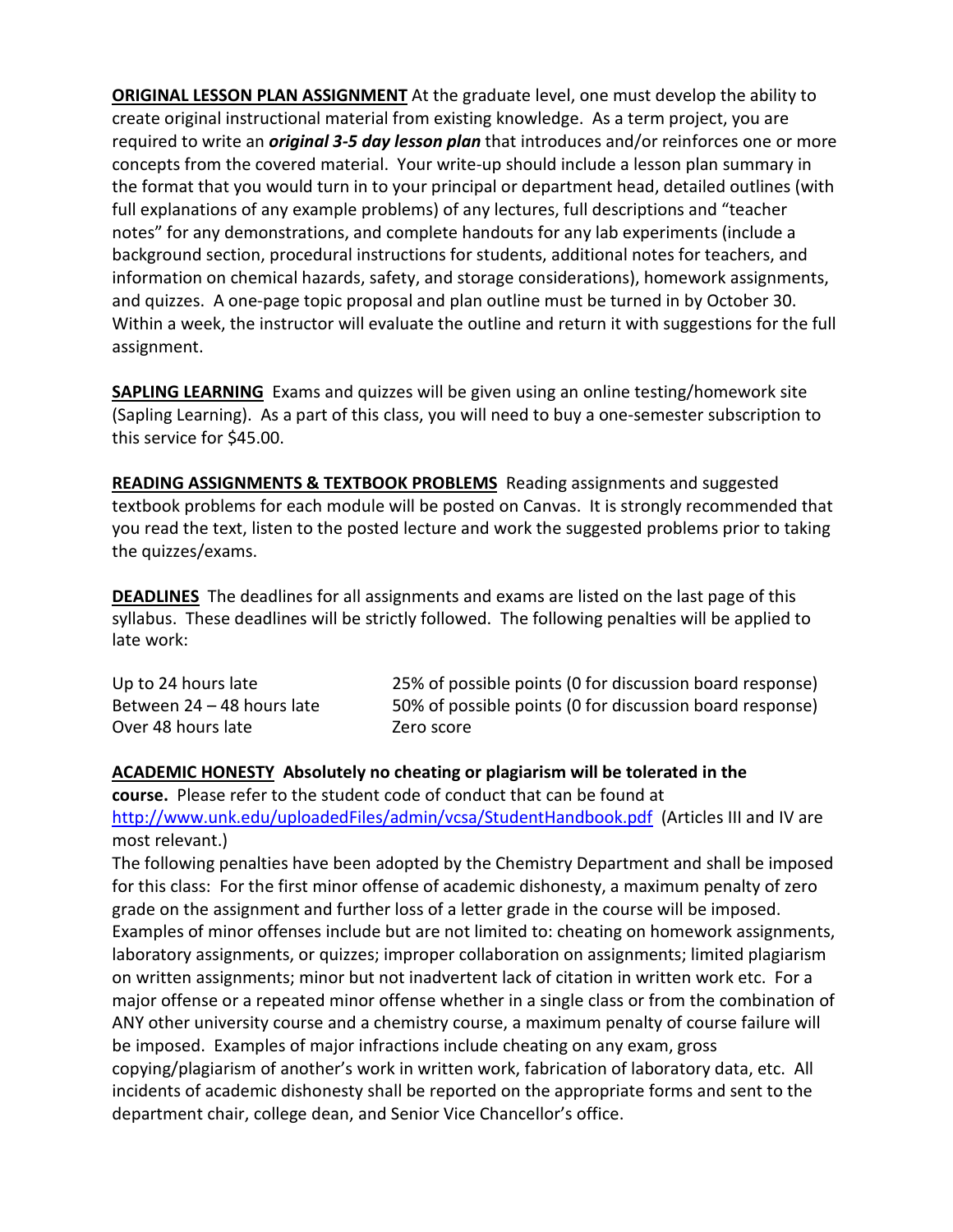**<u>ORIGINAL LESSON PLAN ASSIGNMENT</u>** At the graduate level, one must develop the ability to create original instructional material from existing knowledge. As a term project, you are required to write an ***original 3-5 day lesson plan*** that introduces and/or reinforces one or more concepts from the covered material. Your write-up should include a lesson plan summary in the format that you would turn in to your principal or department head, detailed outlines (with full explanations of any example problems) of any lectures, full descriptions and "teacher notes" for any demonstrations, and complete handouts for any lab experiments (include a background section, procedural instructions for students, additional notes for teachers, and information on chemical hazards, safety, and storage considerations), homework assignments, and quizzes. A one-page topic proposal and plan outline must be turned in by October 30. Within a week, the instructor will evaluate the outline and return it with suggestions for the full assignment.

**<u>SAPLING LEARNING</u>** Exams and quizzes will be given using an online testing/homework site (Sapling Learning). As a part of this class, you will need to buy a one-semester subscription to this service for $45.00.

**<u>READING ASSIGNMENTS & TEXTBOOK PROBLEMS</u>** Reading assignments and suggested textbook problems for each module will be posted on Canvas. It is strongly recommended that you read the text, listen to the posted lecture and work the suggested problems prior to taking the quizzes/exams.

**<u>DEADLINES</u>** The deadlines for all assignments and exams are listed on the last page of this syllabus. These deadlines will be strictly followed. The following penalties will be applied to late work:

| | |
|---|---|
| Up to 24 hours late | 25% of possible points (0 for discussion board response) |
| Between 24 – 48 hours late | 50% of possible points (0 for discussion board response) |
| Over 48 hours late | Zero score |

**<u>ACADEMIC HONESTY</u> Absolutely no cheating or plagiarism will be tolerated in the course.** Please refer to the student code of conduct that can be found at http://www.unk.edu/uploadedFiles/admin/vcsa/StudentHandbook.pdf (Articles III and IV are most relevant.)

The following penalties have been adopted by the Chemistry Department and shall be imposed for this class: For the first minor offense of academic dishonesty, a maximum penalty of zero grade on the assignment and further loss of a letter grade in the course will be imposed. Examples of minor offenses include but are not limited to: cheating on homework assignments, laboratory assignments, or quizzes; improper collaboration on assignments; limited plagiarism on written assignments; minor but not inadvertent lack of citation in written work etc. For a major offense or a repeated minor offense whether in a single class or from the combination of ANY other university course and a chemistry course, a maximum penalty of course failure will be imposed. Examples of major infractions include cheating on any exam, gross copying/plagiarism of another's work in written work, fabrication of laboratory data, etc. All incidents of academic dishonesty shall be reported on the appropriate forms and sent to the department chair, college dean, and Senior Vice Chancellor's office.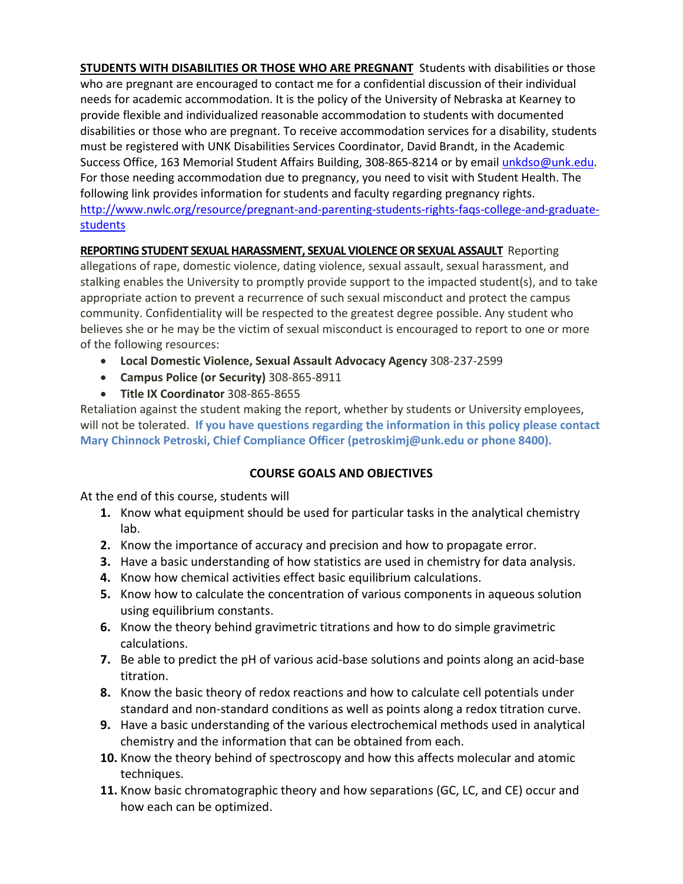**STUDENTS WITH DISABILITIES OR THOSE WHO ARE PREGNANT** Students with disabilities or those who are pregnant are encouraged to contact me for a confidential discussion of their individual needs for academic accommodation. It is the policy of the University of Nebraska at Kearney to provide flexible and individualized reasonable accommodation to students with documented disabilities or those who are pregnant. To receive accommodation services for a disability, students must be registered with UNK Disabilities Services Coordinator, David Brandt, in the Academic Success Office, 163 Memorial Student Affairs Building, 308-865-8214 or by email unkdso@unk.edu. For those needing accommodation due to pregnancy, you need to visit with Student Health. The following link provides information for students and faculty regarding pregnancy rights. http://www.nwlc.org/resource/pregnant-and-parenting-students-rights-faqs-college-and-graduate-students

**REPORTING STUDENT SEXUAL HARASSMENT, SEXUAL VIOLENCE OR SEXUAL ASSAULT** Reporting allegations of rape, domestic violence, dating violence, sexual assault, sexual harassment, and stalking enables the University to promptly provide support to the impacted student(s), and to take appropriate action to prevent a recurrence of such sexual misconduct and protect the campus community. Confidentiality will be respected to the greatest degree possible. Any student who believes she or he may be the victim of sexual misconduct is encouraged to report to one or more of the following resources:

- **Local Domestic Violence, Sexual Assault Advocacy Agency** 308-237-2599
- **Campus Police (or Security)** 308-865-8911
- **Title IX Coordinator** 308-865-8655

Retaliation against the student making the report, whether by students or University employees, will not be tolerated. **If you have questions regarding the information in this policy please contact Mary Chinnock Petroski, Chief Compliance Officer (petroskimj@unk.edu or phone 8400).**

## COURSE GOALS AND OBJECTIVES

At the end of this course, students will

1. Know what equipment should be used for particular tasks in the analytical chemistry lab.
2. Know the importance of accuracy and precision and how to propagate error.
3. Have a basic understanding of how statistics are used in chemistry for data analysis.
4. Know how chemical activities effect basic equilibrium calculations.
5. Know how to calculate the concentration of various components in aqueous solution using equilibrium constants.
6. Know the theory behind gravimetric titrations and how to do simple gravimetric calculations.
7. Be able to predict the pH of various acid-base solutions and points along an acid-base titration.
8. Know the basic theory of redox reactions and how to calculate cell potentials under standard and non-standard conditions as well as points along a redox titration curve.
9. Have a basic understanding of the various electrochemical methods used in analytical chemistry and the information that can be obtained from each.
10. Know the theory behind of spectroscopy and how this affects molecular and atomic techniques.
11. Know basic chromatographic theory and how separations (GC, LC, and CE) occur and how each can be optimized.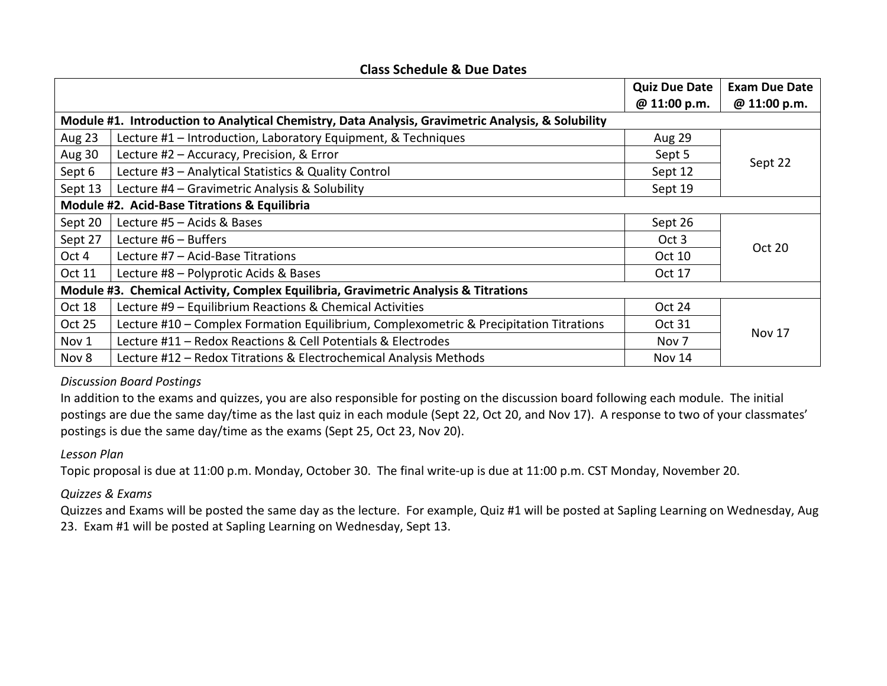## Class Schedule & Due Dates

| | | Quiz Due Date @ 11:00 p.m. | Exam Due Date @ 11:00 p.m. |
|---|---|---|---|
| **Module #1. Introduction to Analytical Chemistry, Data Analysis, Gravimetric Analysis, & Solubility** | | | |
| Aug 23 | Lecture #1 – Introduction, Laboratory Equipment, & Techniques | Aug 29 | Sept 22 |
| Aug 30 | Lecture #2 – Accuracy, Precision, & Error | Sept 5 | |
| Sept 6 | Lecture #3 – Analytical Statistics & Quality Control | Sept 12 | |
| Sept 13 | Lecture #4 – Gravimetric Analysis & Solubility | Sept 19 | |
| **Module #2. Acid-Base Titrations & Equilibria** | | | |
| Sept 20 | Lecture #5 – Acids & Bases | Sept 26 | Oct 20 |
| Sept 27 | Lecture #6 – Buffers | Oct 3 | |
| Oct 4 | Lecture #7 – Acid-Base Titrations | Oct 10 | |
| Oct 11 | Lecture #8 – Polyprotic Acids & Bases | Oct 17 | |
| **Module #3. Chemical Activity, Complex Equilibria, Gravimetric Analysis & Titrations** | | | |
| Oct 18 | Lecture #9 – Equilibrium Reactions & Chemical Activities | Oct 24 | Nov 17 |
| Oct 25 | Lecture #10 – Complex Formation Equilibrium, Complexometric & Precipitation Titrations | Oct 31 | |
| Nov 1 | Lecture #11 – Redox Reactions & Cell Potentials & Electrodes | Nov 7 | |
| Nov 8 | Lecture #12 – Redox Titrations & Electrochemical Analysis Methods | Nov 14 | |

*Discussion Board Postings*

In addition to the exams and quizzes, you are also responsible for posting on the discussion board following each module. The initial postings are due the same day/time as the last quiz in each module (Sept 22, Oct 20, and Nov 17). A response to two of your classmates' postings is due the same day/time as the exams (Sept 25, Oct 23, Nov 20).

*Lesson Plan*

Topic proposal is due at 11:00 p.m. Monday, October 30. The final write-up is due at 11:00 p.m. CST Monday, November 20.

*Quizzes & Exams*

Quizzes and Exams will be posted the same day as the lecture. For example, Quiz #1 will be posted at Sapling Learning on Wednesday, Aug 23. Exam #1 will be posted at Sapling Learning on Wednesday, Sept 13.